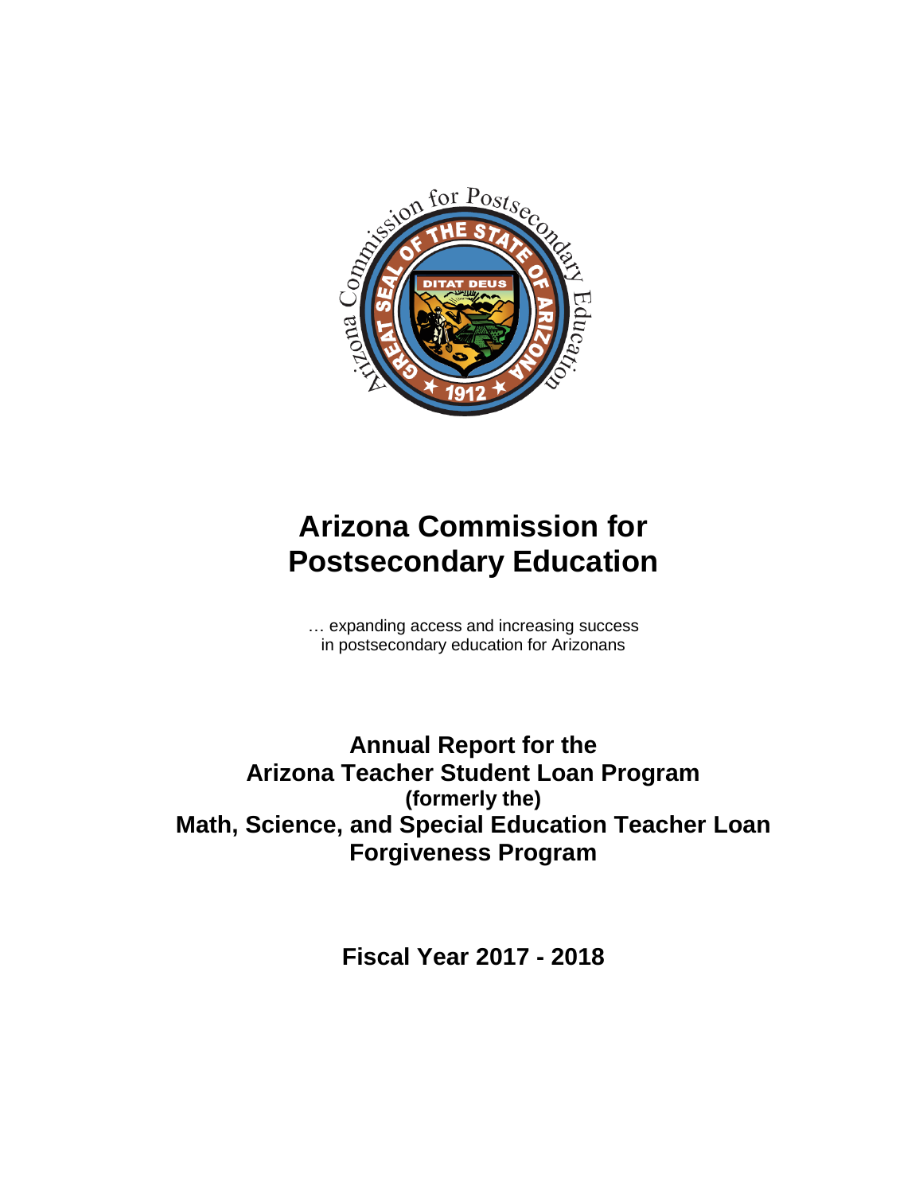# Arizona Commission for Postsecondary Education

… expanding access and increasing success
in postsecondary education for Arizonans

## Annual Report for the Arizona Teacher Student Loan Program (formerly the) Math, Science, and Special Education Teacher Loan Forgiveness Program

## Fiscal Year 2017 - 2018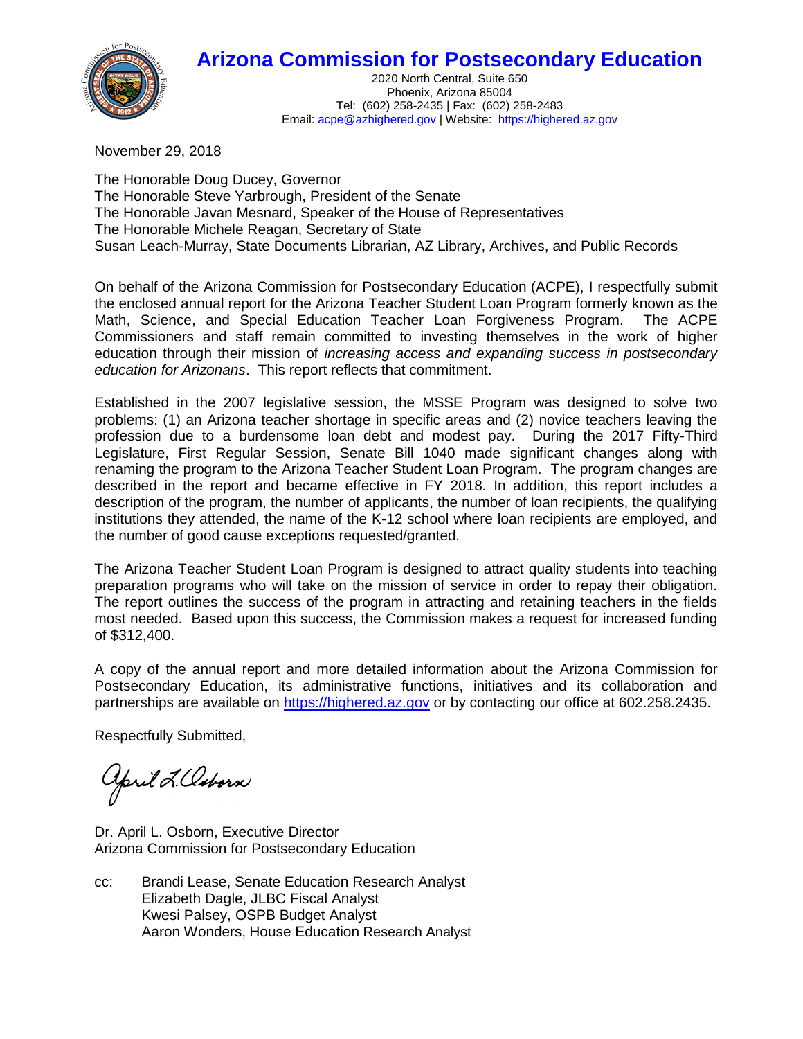# Arizona Commission for Postsecondary Education

2020 North Central, Suite 650
Phoenix, Arizona 85004
Tel: (602) 258-2435 | Fax: (602) 258-2483
Email: acpe@azhighered.gov | Website: https://highered.az.gov

November 29, 2018

The Honorable Doug Ducey, Governor
The Honorable Steve Yarbrough, President of the Senate
The Honorable Javan Mesnard, Speaker of the House of Representatives
The Honorable Michele Reagan, Secretary of State
Susan Leach-Murray, State Documents Librarian, AZ Library, Archives, and Public Records

On behalf of the Arizona Commission for Postsecondary Education (ACPE), I respectfully submit the enclosed annual report for the Arizona Teacher Student Loan Program formerly known as the Math, Science, and Special Education Teacher Loan Forgiveness Program. The ACPE Commissioners and staff remain committed to investing themselves in the work of higher education through their mission of *increasing access and expanding success in postsecondary education for Arizonans*. This report reflects that commitment.

Established in the 2007 legislative session, the MSSE Program was designed to solve two problems: (1) an Arizona teacher shortage in specific areas and (2) novice teachers leaving the profession due to a burdensome loan debt and modest pay. During the 2017 Fifty-Third Legislature, First Regular Session, Senate Bill 1040 made significant changes along with renaming the program to the Arizona Teacher Student Loan Program. The program changes are described in the report and became effective in FY 2018. In addition, this report includes a description of the program, the number of applicants, the number of loan recipients, the qualifying institutions they attended, the name of the K-12 school where loan recipients are employed, and the number of good cause exceptions requested/granted.

The Arizona Teacher Student Loan Program is designed to attract quality students into teaching preparation programs who will take on the mission of service in order to repay their obligation. The report outlines the success of the program in attracting and retaining teachers in the fields most needed. Based upon this success, the Commission makes a request for increased funding of $312,400.

A copy of the annual report and more detailed information about the Arizona Commission for Postsecondary Education, its administrative functions, initiatives and its collaboration and partnerships are available on https://highered.az.gov or by contacting our office at 602.258.2435.

Respectfully Submitted,

April L. Osborn

Dr. April L. Osborn, Executive Director
Arizona Commission for Postsecondary Education

cc: Brandi Lease, Senate Education Research Analyst
Elizabeth Dagle, JLBC Fiscal Analyst
Kwesi Palsey, OSPB Budget Analyst
Aaron Wonders, House Education Research Analyst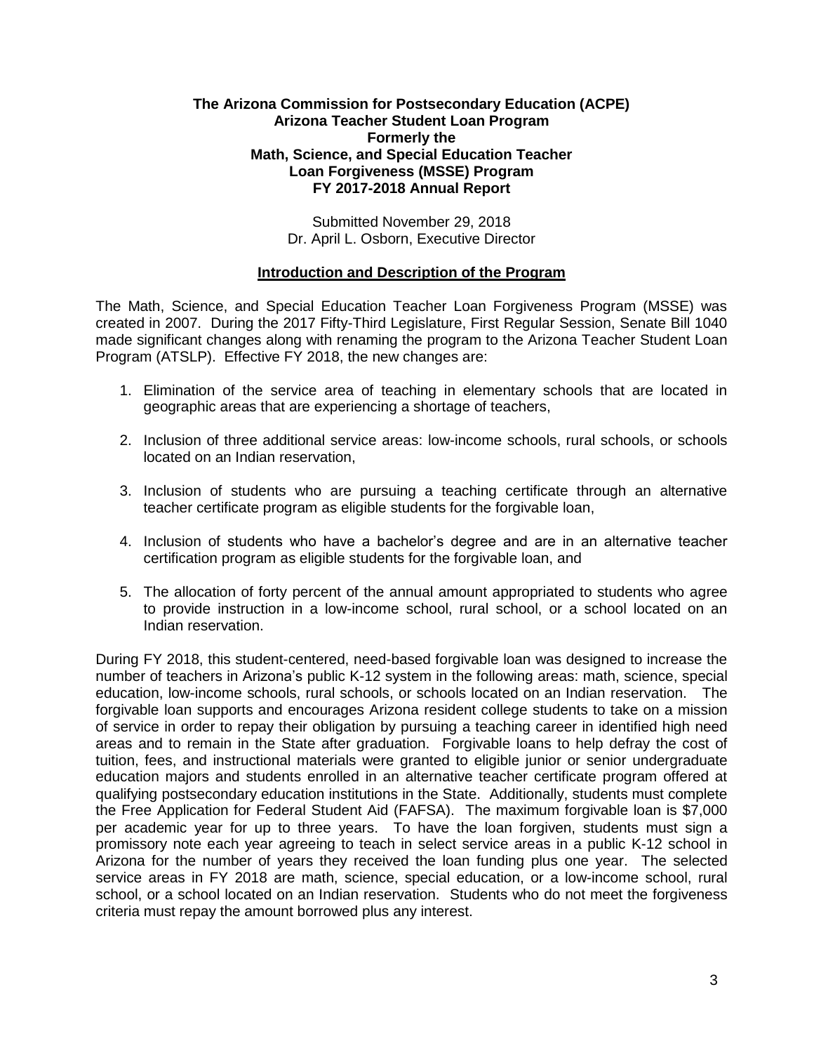**The Arizona Commission for Postsecondary Education (ACPE)**
**Arizona Teacher Student Loan Program**
**Formerly the**
**Math, Science, and Special Education Teacher**
**Loan Forgiveness (MSSE) Program**
**FY 2017-2018 Annual Report**

Submitted November 29, 2018
Dr. April L. Osborn, Executive Director

## Introduction and Description of the Program

The Math, Science, and Special Education Teacher Loan Forgiveness Program (MSSE) was created in 2007. During the 2017 Fifty-Third Legislature, First Regular Session, Senate Bill 1040 made significant changes along with renaming the program to the Arizona Teacher Student Loan Program (ATSLP). Effective FY 2018, the new changes are:

1. Elimination of the service area of teaching in elementary schools that are located in geographic areas that are experiencing a shortage of teachers,

2. Inclusion of three additional service areas: low-income schools, rural schools, or schools located on an Indian reservation,

3. Inclusion of students who are pursuing a teaching certificate through an alternative teacher certificate program as eligible students for the forgivable loan,

4. Inclusion of students who have a bachelor's degree and are in an alternative teacher certification program as eligible students for the forgivable loan, and

5. The allocation of forty percent of the annual amount appropriated to students who agree to provide instruction in a low-income school, rural school, or a school located on an Indian reservation.

During FY 2018, this student-centered, need-based forgivable loan was designed to increase the number of teachers in Arizona's public K-12 system in the following areas: math, science, special education, low-income schools, rural schools, or schools located on an Indian reservation. The forgivable loan supports and encourages Arizona resident college students to take on a mission of service in order to repay their obligation by pursuing a teaching career in identified high need areas and to remain in the State after graduation. Forgivable loans to help defray the cost of tuition, fees, and instructional materials were granted to eligible junior or senior undergraduate education majors and students enrolled in an alternative teacher certificate program offered at qualifying postsecondary education institutions in the State. Additionally, students must complete the Free Application for Federal Student Aid (FAFSA). The maximum forgivable loan is $7,000 per academic year for up to three years. To have the loan forgiven, students must sign a promissory note each year agreeing to teach in select service areas in a public K-12 school in Arizona for the number of years they received the loan funding plus one year. The selected service areas in FY 2018 are math, science, special education, or a low-income school, rural school, or a school located on an Indian reservation. Students who do not meet the forgiveness criteria must repay the amount borrowed plus any interest.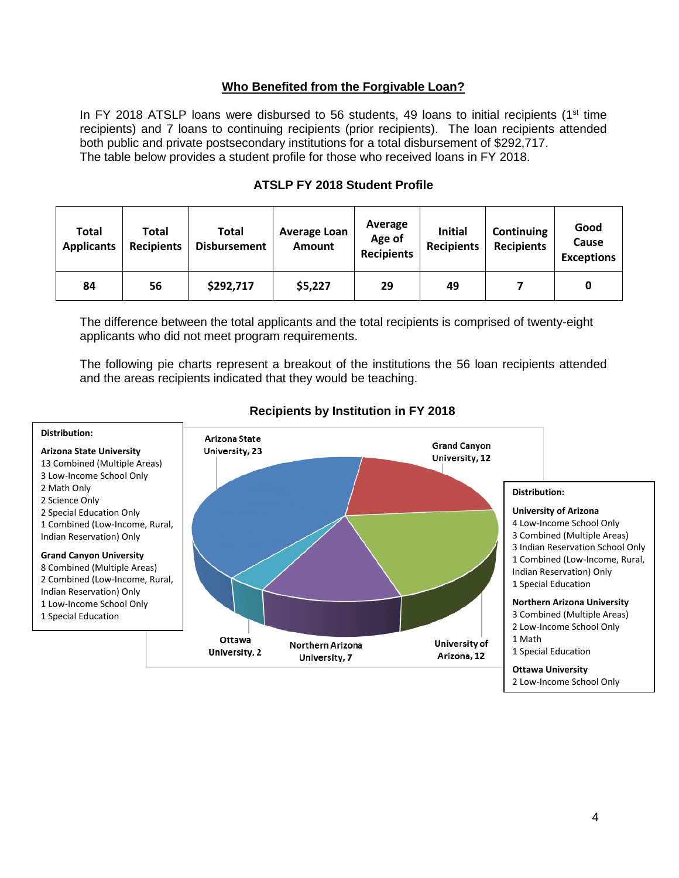## Who Benefited from the Forgivable Loan?

In FY 2018 ATSLP loans were disbursed to 56 students, 49 loans to initial recipients (1st time recipients) and 7 loans to continuing recipients (prior recipients). The loan recipients attended both public and private postsecondary institutions for a total disbursement of $292,717. The table below provides a student profile for those who received loans in FY 2018.

### ATSLP FY 2018 Student Profile

| Total Applicants | Total Recipients | Total Disbursement | Average Loan Amount | Average Age of Recipients | Initial Recipients | Continuing Recipients | Good Cause Exceptions |
|---|---|---|---|---|---|---|---|
| 84 | 56 | $292,717 | $5,227 | 29 | 49 | 7 | 0 |

The difference between the total applicants and the total recipients is comprised of twenty-eight applicants who did not meet program requirements.

The following pie charts represent a breakout of the institutions the 56 loan recipients attended and the areas recipients indicated that they would be teaching.

### Recipients by Institution in FY 2018

Arizona State University, 23
Grand Canyon University, 12
University of Arizona, 12
Northern Arizona University, 7
Ottawa University, 2

**Distribution:**

**Arizona State University**
13 Combined (Multiple Areas)
3 Low-Income School Only
2 Math Only
2 Science Only
2 Special Education Only
1 Combined (Low-Income, Rural, Indian Reservation) Only

**Grand Canyon University**
8 Combined (Multiple Areas)
2 Combined (Low-Income, Rural, Indian Reservation) Only
1 Low-Income School Only
1 Special Education

**Distribution:**

**University of Arizona**
4 Low-Income School Only
3 Combined (Multiple Areas)
3 Indian Reservation School Only
1 Combined (Low-Income, Rural, Indian Reservation) Only
1 Special Education

**Northern Arizona University**
3 Combined (Multiple Areas)
2 Low-Income School Only
1 Math
1 Special Education

**Ottawa University**
2 Low-Income School Only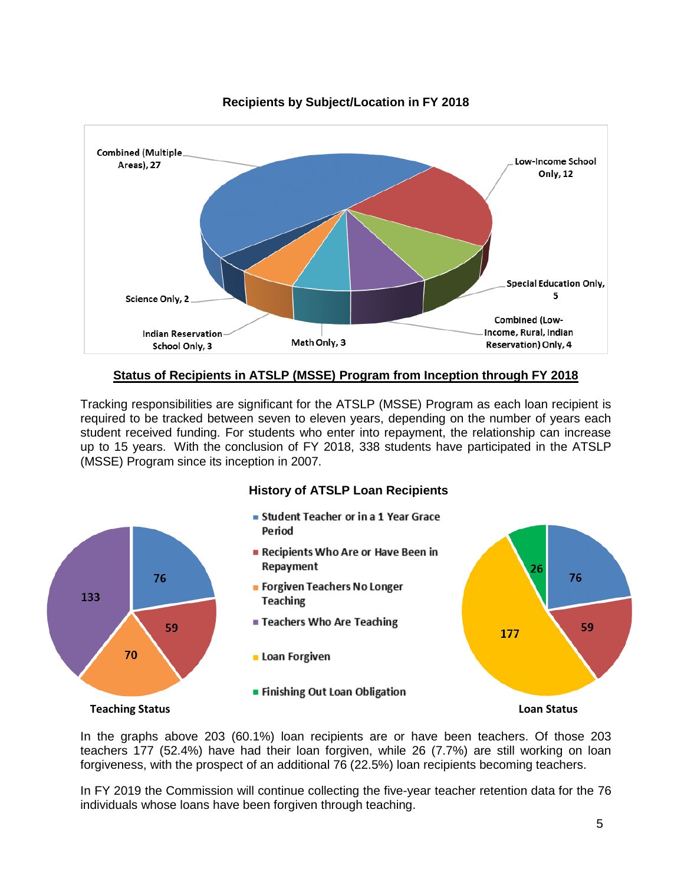**Recipients by Subject/Location in FY 2018**

| Subject/Location | Recipients |
|---|---|
| Combined (Multiple Areas) | 27 |
| Low-Income School Only | 12 |
| Special Education Only | 5 |
| Combined (Low-Income, Rural, Indian Reservation) Only | 4 |
| Math Only | 3 |
| Indian Reservation School Only | 3 |
| Science Only | 2 |

## Status of Recipients in ATSLP (MSSE) Program from Inception through FY 2018

Tracking responsibilities are significant for the ATSLP (MSSE) Program as each loan recipient is required to be tracked between seven to eleven years, depending on the number of years each student received funding. For students who enter into repayment, the relationship can increase up to 15 years. With the conclusion of FY 2018, 338 students have participated in the ATSLP (MSSE) Program since its inception in 2007.

**History of ATSLP Loan Recipients**

**Teaching Status**

| Category | Recipients |
|---|---|
| Student Teacher or in a 1 Year Grace Period | 76 |
| Recipients Who Are or Have Been in Repayment | 59 |
| Forgiven Teachers No Longer Teaching | 70 |
| Teachers Who Are Teaching | 133 |

**Loan Status**

| Category | Recipients |
|---|---|
| Student Teacher or in a 1 Year Grace Period | 76 |
| Recipients Who Are or Have Been in Repayment | 59 |
| Loan Forgiven | 177 |
| Finishing Out Loan Obligation | 26 |

In the graphs above 203 (60.1%) loan recipients are or have been teachers. Of those 203 teachers 177 (52.4%) have had their loan forgiven, while 26 (7.7%) are still working on loan forgiveness, with the prospect of an additional 76 (22.5%) loan recipients becoming teachers.

In FY 2019 the Commission will continue collecting the five-year teacher retention data for the 76 individuals whose loans have been forgiven through teaching.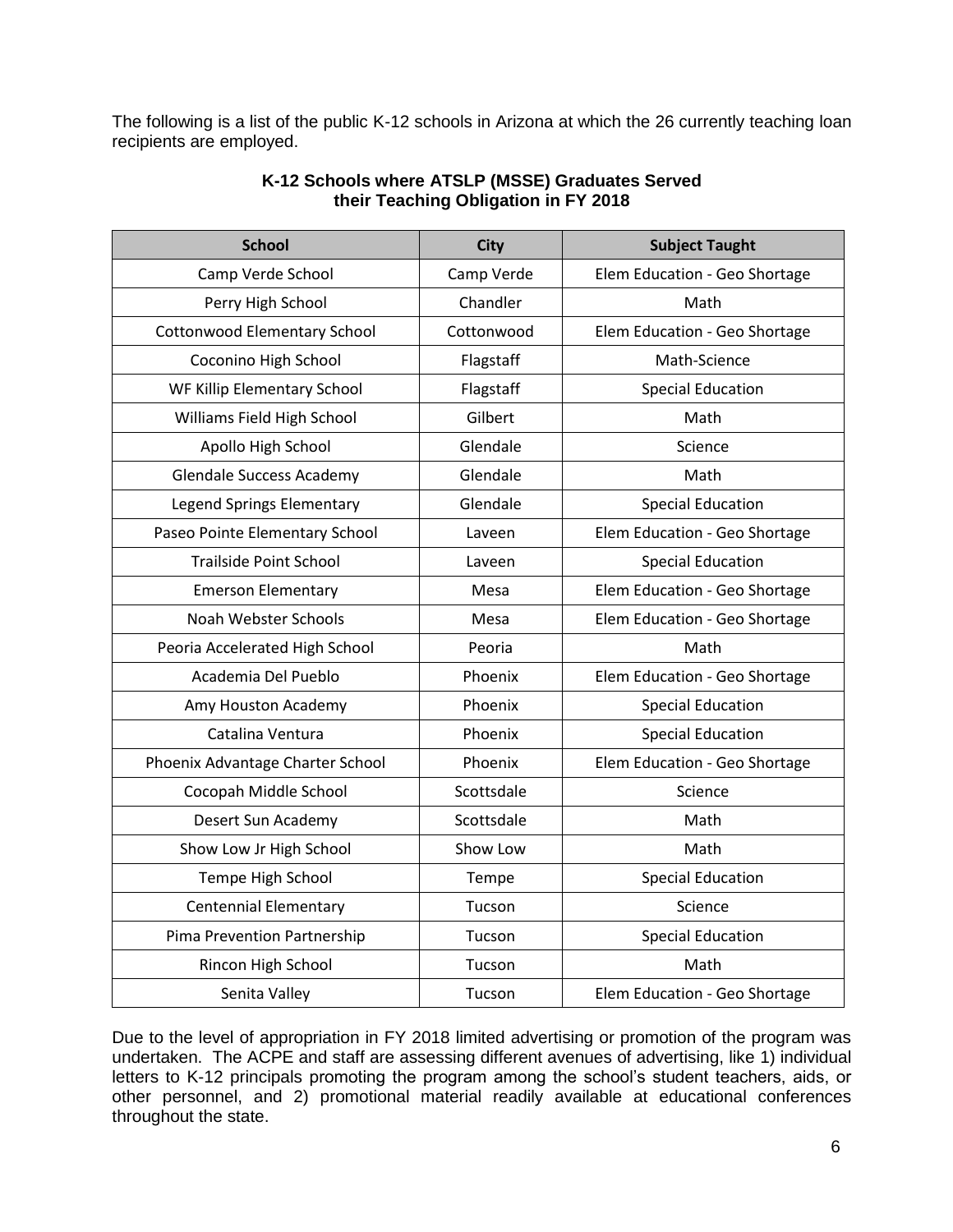The following is a list of the public K-12 schools in Arizona at which the 26 currently teaching loan recipients are employed.

**K-12 Schools where ATSLP (MSSE) Graduates Served their Teaching Obligation in FY 2018**

| School | City | Subject Taught |
|---|---|---|
| Camp Verde School | Camp Verde | Elem Education - Geo Shortage |
| Perry High School | Chandler | Math |
| Cottonwood Elementary School | Cottonwood | Elem Education - Geo Shortage |
| Coconino High School | Flagstaff | Math-Science |
| WF Killip Elementary School | Flagstaff | Special Education |
| Williams Field High School | Gilbert | Math |
| Apollo High School | Glendale | Science |
| Glendale Success Academy | Glendale | Math |
| Legend Springs Elementary | Glendale | Special Education |
| Paseo Pointe Elementary School | Laveen | Elem Education - Geo Shortage |
| Trailside Point School | Laveen | Special Education |
| Emerson Elementary | Mesa | Elem Education - Geo Shortage |
| Noah Webster Schools | Mesa | Elem Education - Geo Shortage |
| Peoria Accelerated High School | Peoria | Math |
| Academia Del Pueblo | Phoenix | Elem Education - Geo Shortage |
| Amy Houston Academy | Phoenix | Special Education |
| Catalina Ventura | Phoenix | Special Education |
| Phoenix Advantage Charter School | Phoenix | Elem Education - Geo Shortage |
| Cocopah Middle School | Scottsdale | Science |
| Desert Sun Academy | Scottsdale | Math |
| Show Low Jr High School | Show Low | Math |
| Tempe High School | Tempe | Special Education |
| Centennial Elementary | Tucson | Science |
| Pima Prevention Partnership | Tucson | Special Education |
| Rincon High School | Tucson | Math |
| Senita Valley | Tucson | Elem Education - Geo Shortage |

Due to the level of appropriation in FY 2018 limited advertising or promotion of the program was undertaken. The ACPE and staff are assessing different avenues of advertising, like 1) individual letters to K-12 principals promoting the program among the school's student teachers, aids, or other personnel, and 2) promotional material readily available at educational conferences throughout the state.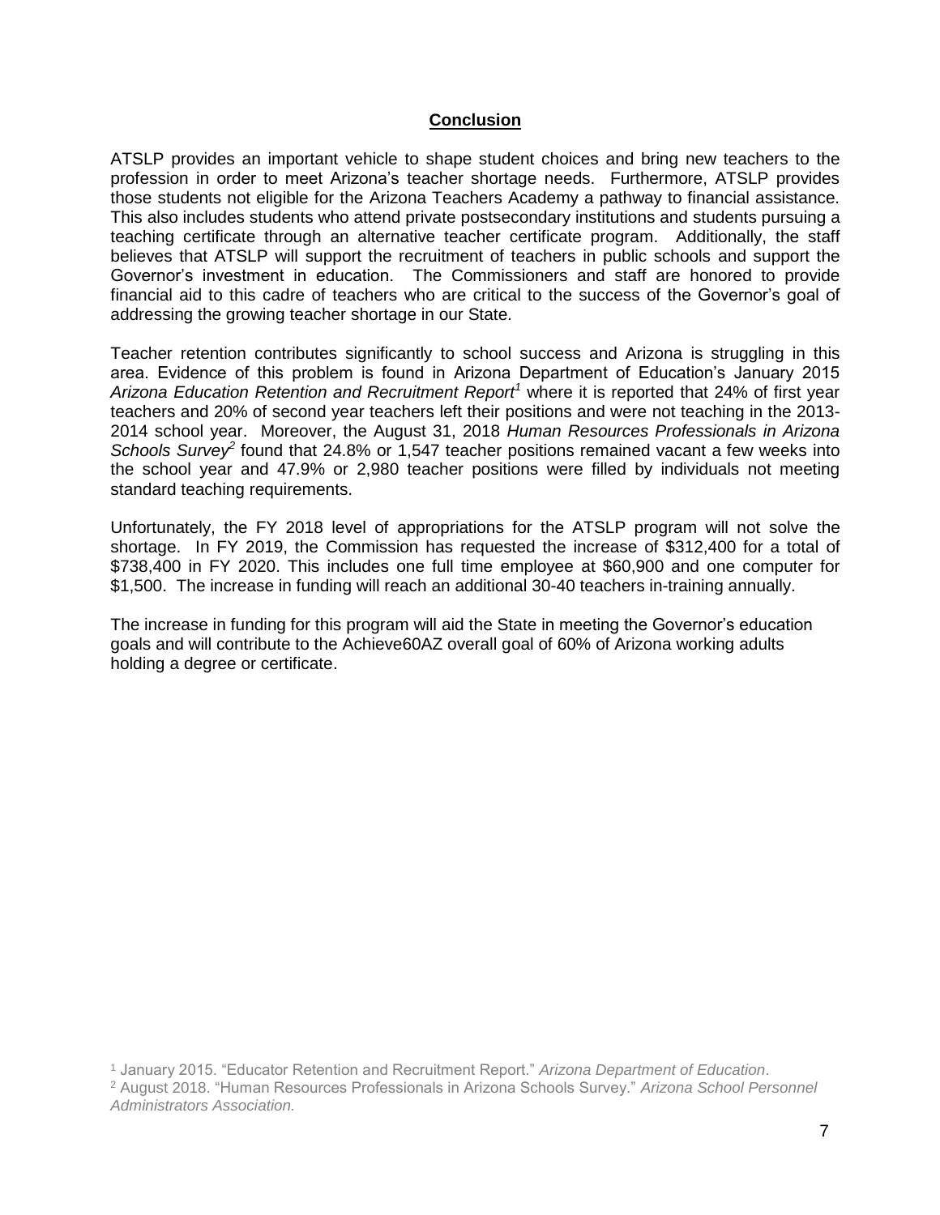## Conclusion

ATSLP provides an important vehicle to shape student choices and bring new teachers to the profession in order to meet Arizona's teacher shortage needs. Furthermore, ATSLP provides those students not eligible for the Arizona Teachers Academy a pathway to financial assistance. This also includes students who attend private postsecondary institutions and students pursuing a teaching certificate through an alternative teacher certificate program. Additionally, the staff believes that ATSLP will support the recruitment of teachers in public schools and support the Governor's investment in education. The Commissioners and staff are honored to provide financial aid to this cadre of teachers who are critical to the success of the Governor's goal of addressing the growing teacher shortage in our State.

Teacher retention contributes significantly to school success and Arizona is struggling in this area. Evidence of this problem is found in Arizona Department of Education's January 2015 *Arizona Education Retention and Recruitment Report*[1] where it is reported that 24% of first year teachers and 20% of second year teachers left their positions and were not teaching in the 2013-2014 school year. Moreover, the August 31, 2018 *Human Resources Professionals in Arizona Schools Survey*[2] found that 24.8% or 1,547 teacher positions remained vacant a few weeks into the school year and 47.9% or 2,980 teacher positions were filled by individuals not meeting standard teaching requirements.

Unfortunately, the FY 2018 level of appropriations for the ATSLP program will not solve the shortage. In FY 2019, the Commission has requested the increase of $312,400 for a total of $738,400 in FY 2020. This includes one full time employee at $60,900 and one computer for $1,500. The increase in funding will reach an additional 30-40 teachers in-training annually.

The increase in funding for this program will aid the State in meeting the Governor's education goals and will contribute to the Achieve60AZ overall goal of 60% of Arizona working adults holding a degree or certificate.

[1] January 2015. "Educator Retention and Recruitment Report." *Arizona Department of Education*.

[2] August 2018. "Human Resources Professionals in Arizona Schools Survey." *Arizona School Personnel Administrators Association.*